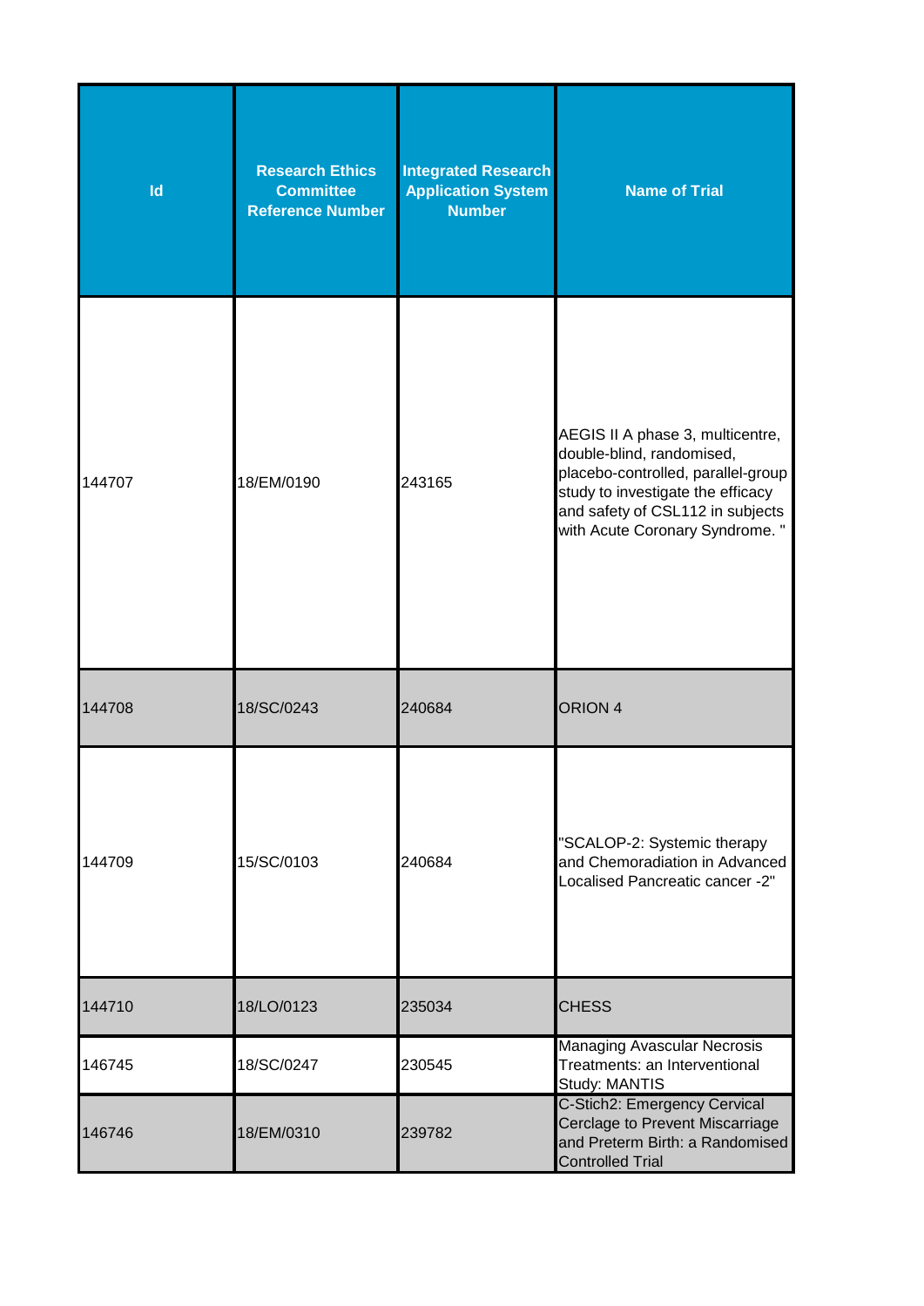| Id | Research Ethics Committee Reference Number | Integrated Research Application System Number | Name of Trial |
|---|---|---|---|
| 144707 | 18/EM/0190 | 243165 | AEGIS II A phase 3, multicentre, double-blind, randomised, placebo-controlled, parallel-group study to investigate the efficacy and safety of CSL112 in subjects with Acute Coronary Syndrome. " |
| 144708 | 18/SC/0243 | 240684 | ORION 4 |
| 144709 | 15/SC/0103 | 240684 | "SCALOP-2: Systemic therapy and Chemoradiation in Advanced Localised Pancreatic cancer -2" |
| 144710 | 18/LO/0123 | 235034 | CHESS |
| 146745 | 18/SC/0247 | 230545 | Managing Avascular Necrosis Treatments: an Interventional Study: MANTIS |
| 146746 | 18/EM/0310 | 239782 | C-Stich2: Emergency Cervical Cerclage to Prevent Miscarriage and Preterm Birth: a Randomised Controlled Trial |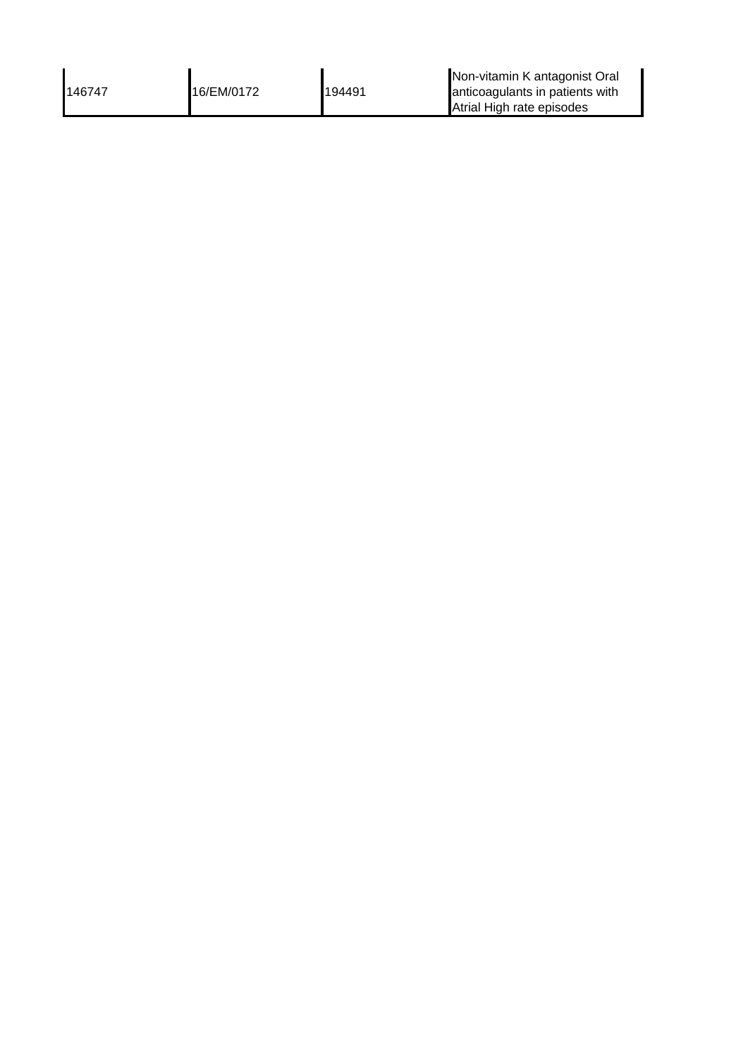| | | | |
|---|---|---|---|
| 146747 | 16/EM/0172 | 194491 | Non-vitamin K antagonist Oral anticoagulants in patients with Atrial High rate episodes |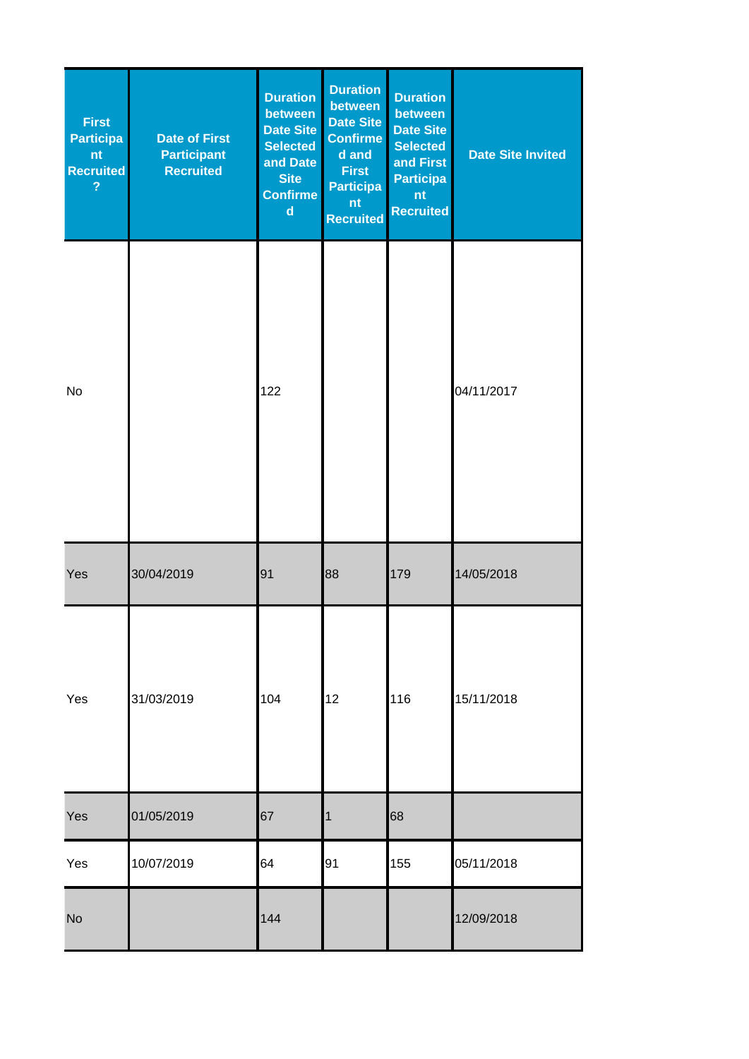| First Participant Recruited? | Date of First Participant Recruited | Duration between Date Site Selected and Date Site Confirmed | Duration between Date Site Confirmed and First Participant Recruited | Duration between Date Site Selected and First Participant Recruited | Date Site Invited |
|---|---|---|---|---|---|
| No | | 122 | | | 04/11/2017 |
| Yes | 30/04/2019 | 91 | 88 | 179 | 14/05/2018 |
| Yes | 31/03/2019 | 104 | 12 | 116 | 15/11/2018 |
| Yes | 01/05/2019 | 67 | 1 | 68 | |
| Yes | 10/07/2019 | 64 | 91 | 155 | 05/11/2018 |
| No | | 144 | | | 12/09/2018 |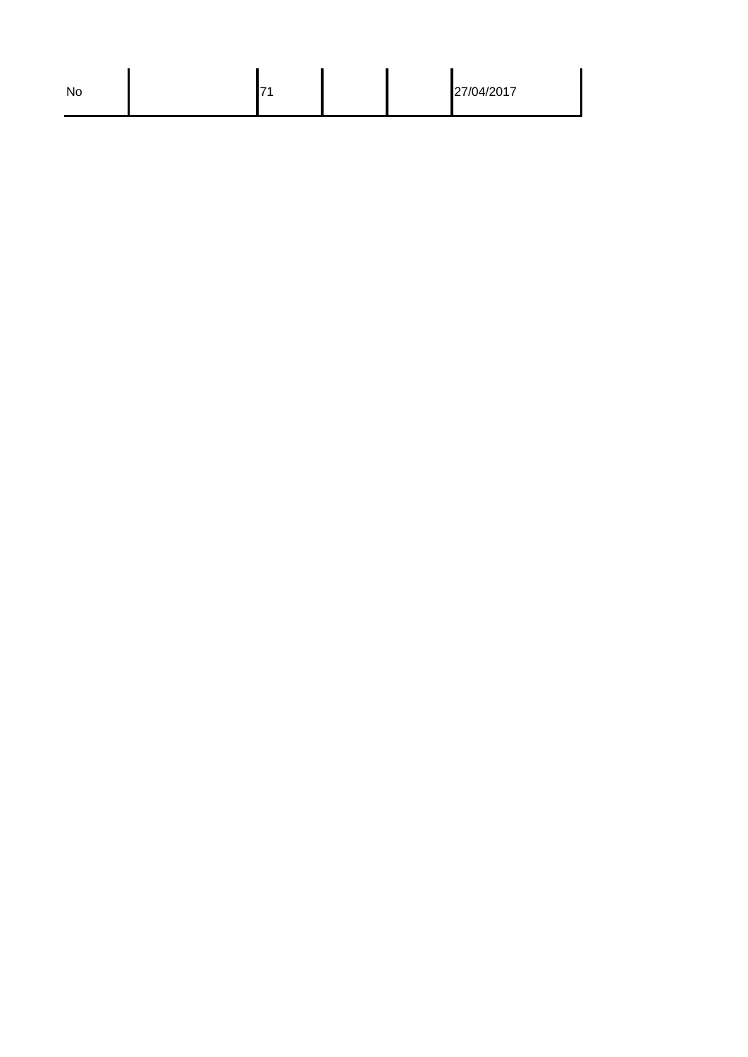| No |  | 71 |  |  | 27/04/2017 |
|---|---|---|---|---|---|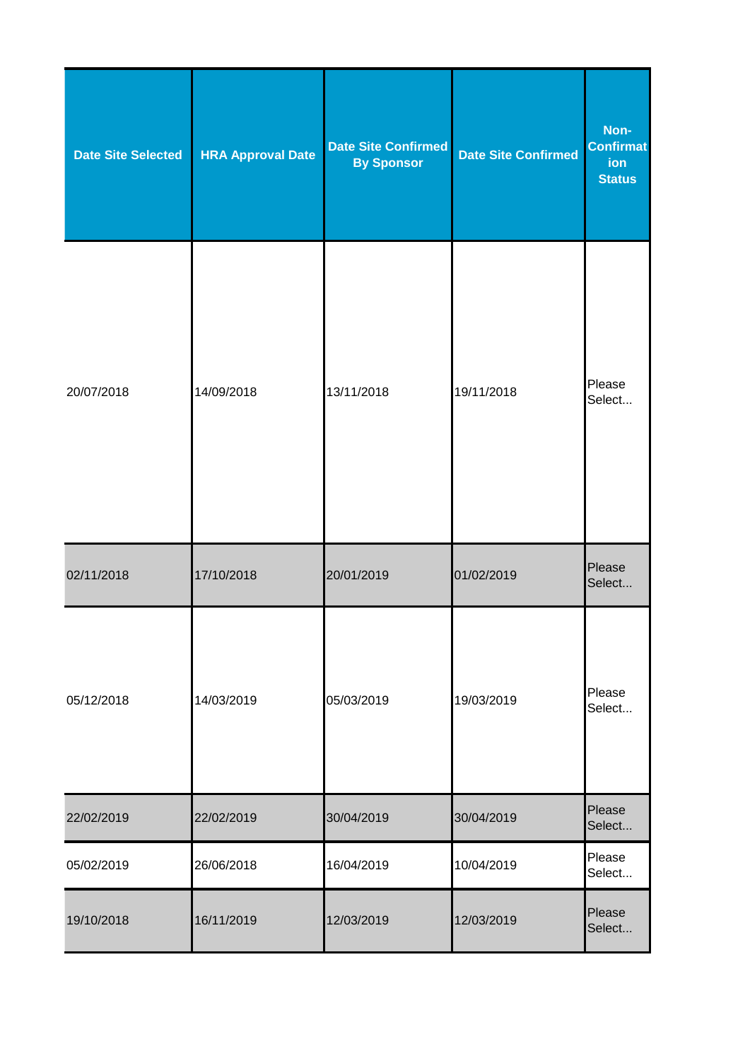| Date Site Selected | HRA Approval Date | Date Site Confirmed By Sponsor | Date Site Confirmed | Non-Confirmation Status |
|---|---|---|---|---|
| 20/07/2018 | 14/09/2018 | 13/11/2018 | 19/11/2018 | Please Select... |
| 02/11/2018 | 17/10/2018 | 20/01/2019 | 01/02/2019 | Please Select... |
| 05/12/2018 | 14/03/2019 | 05/03/2019 | 19/03/2019 | Please Select... |
| 22/02/2019 | 22/02/2019 | 30/04/2019 | 30/04/2019 | Please Select... |
| 05/02/2019 | 26/06/2018 | 16/04/2019 | 10/04/2019 | Please Select... |
| 19/10/2018 | 16/11/2019 | 12/03/2019 | 12/03/2019 | Please Select... |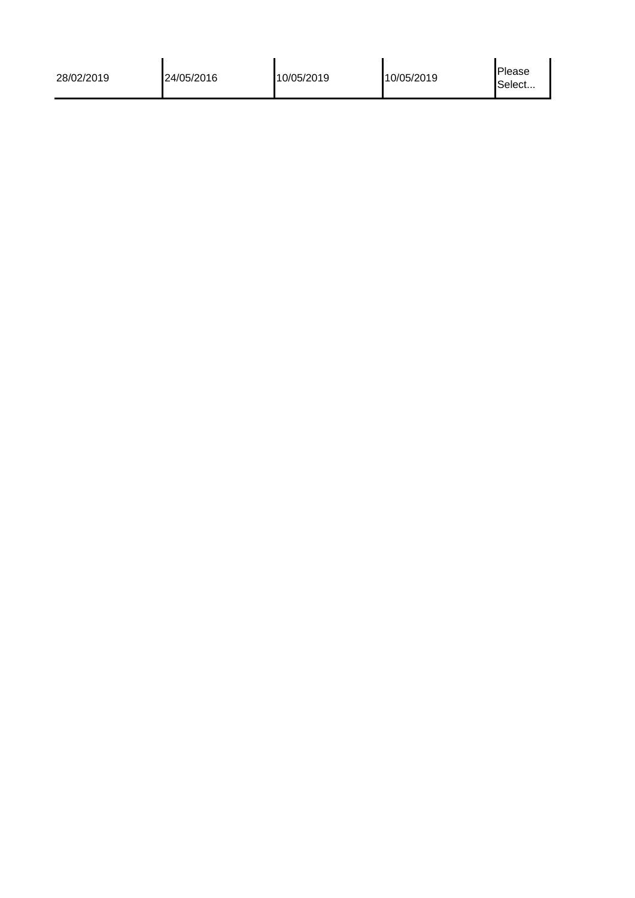| | | | | |
|---|---|---|---|---|
| 28/02/2019 | 24/05/2016 | 10/05/2019 | 10/05/2019 | Please Select... |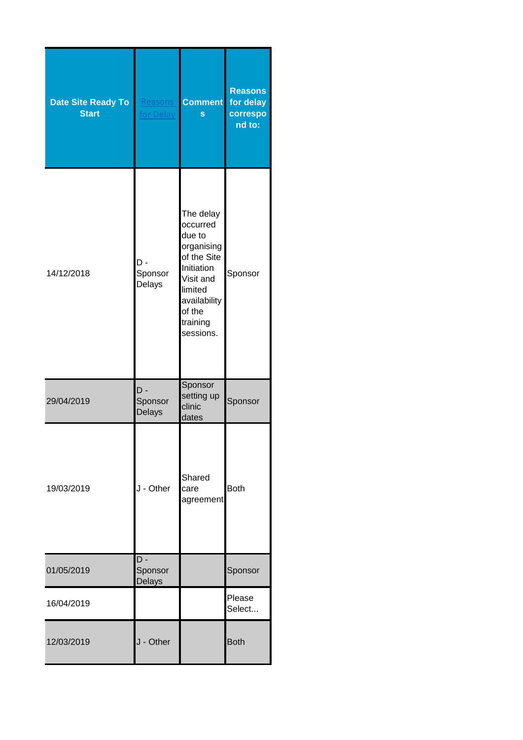| Date Site Ready To Start | Reasons for Delay | Comments | Reasons for delay correspond to: |
| --- | --- | --- | --- |
| 14/12/2018 | D - Sponsor Delays | The delay occurred due to organising of the Site Initiation Visit and limited availability of the training sessions. | Sponsor |
| 29/04/2019 | D - Sponsor Delays | Sponsor setting up clinic dates | Sponsor |
| 19/03/2019 | J - Other | Shared care agreement | Both |
| 01/05/2019 | D - Sponsor Delays | | Sponsor |
| 16/04/2019 | | | Please Select... |
| 12/03/2019 | J - Other | | Both |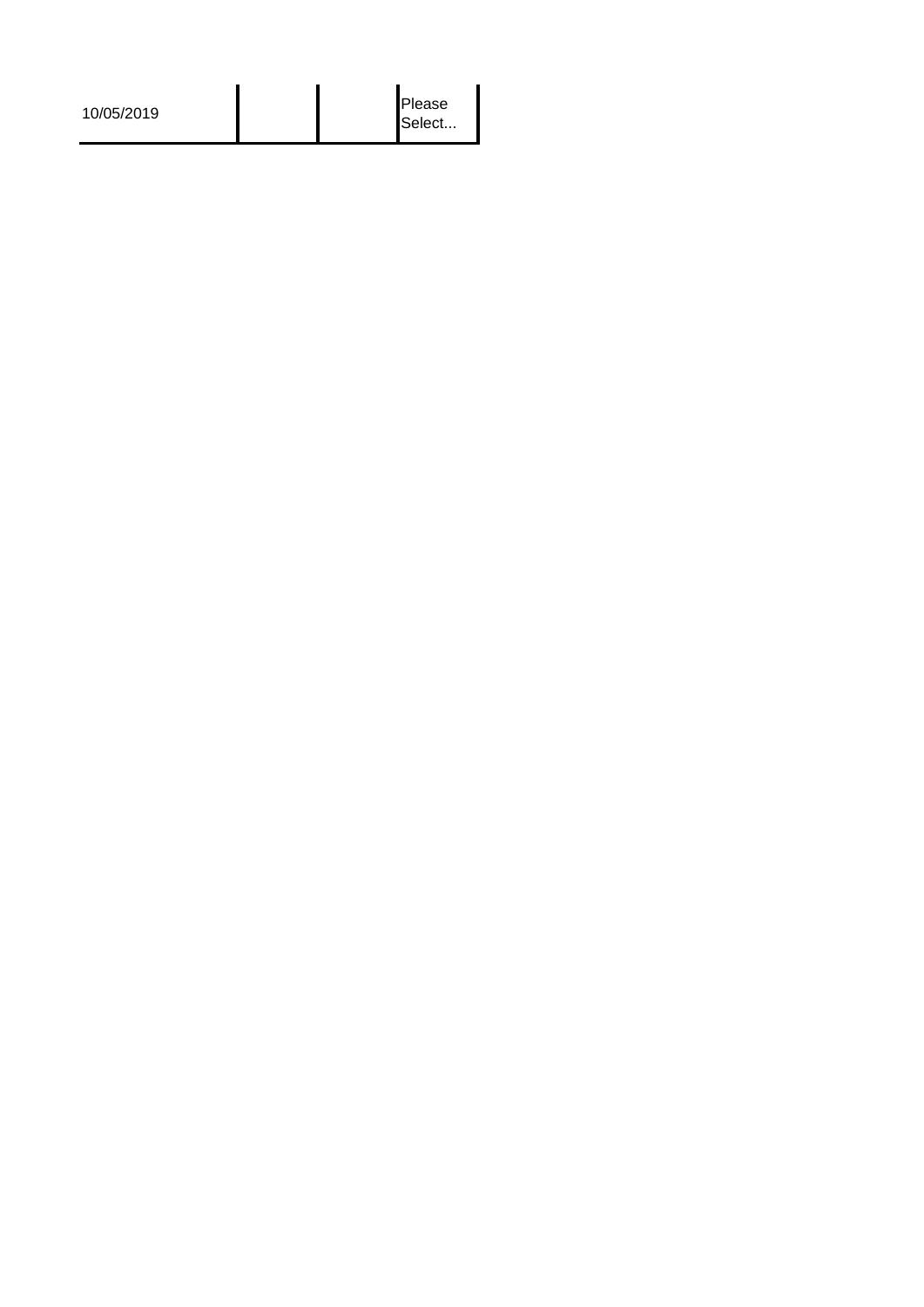| | | | |
|---|---|---|---|
| 10/05/2019 | | | Please Select... |